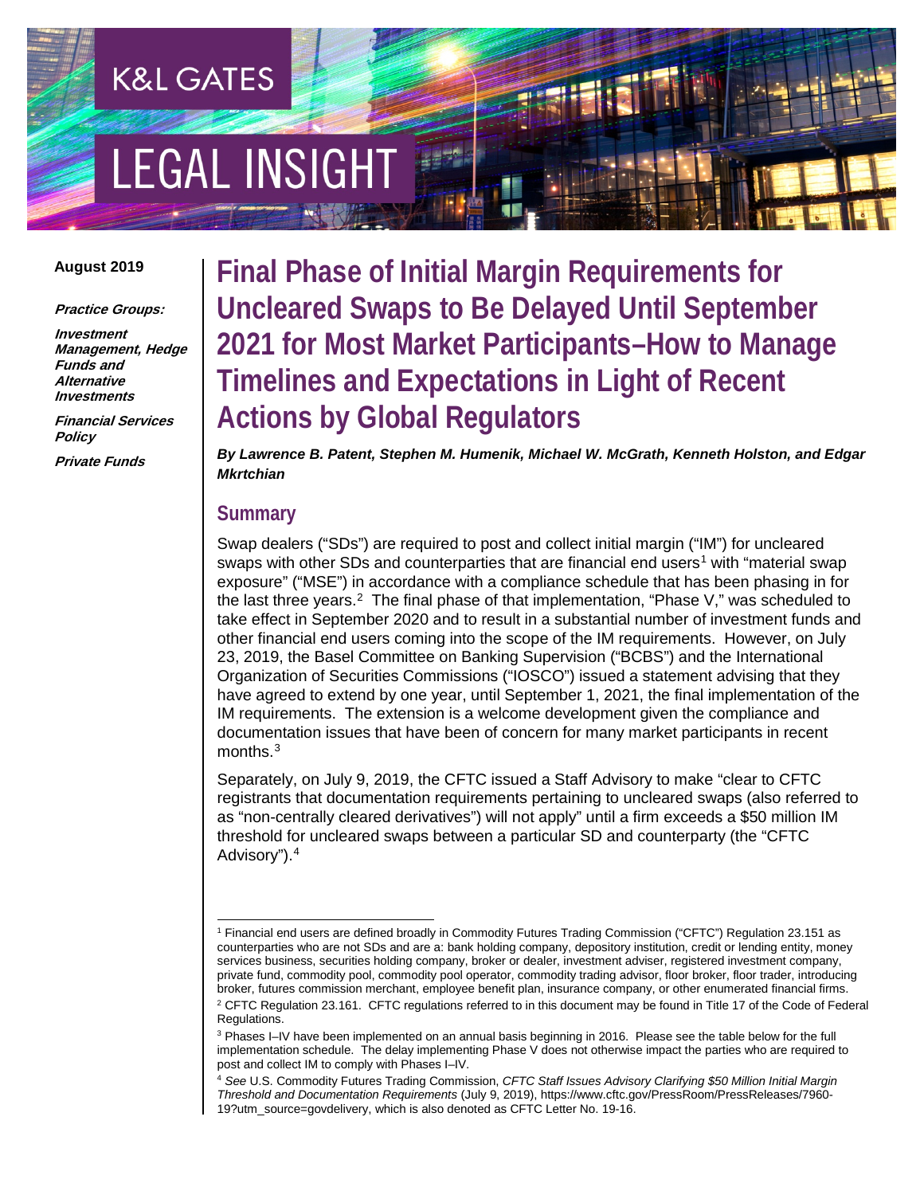K&L GATES

LEGAL INSIGHT

**August 2019**

***Practice Groups:***

***Investment Management, Hedge Funds and Alternative Investments***

***Financial Services Policy***

***Private Funds***

# Final Phase of Initial Margin Requirements for Uncleared Swaps to Be Delayed Until September 2021 for Most Market Participants–How to Manage Timelines and Expectations in Light of Recent Actions by Global Regulators

***By Lawrence B. Patent, Stephen M. Humenik, Michael W. McGrath, Kenneth Holston, and Edgar Mkrtchian***

## Summary

Swap dealers ("SDs") are required to post and collect initial margin ("IM") for uncleared swaps with other SDs and counterparties that are financial end users[1] with "material swap exposure" ("MSE") in accordance with a compliance schedule that has been phasing in for the last three years.[2] The final phase of that implementation, "Phase V," was scheduled to take effect in September 2020 and to result in a substantial number of investment funds and other financial end users coming into the scope of the IM requirements. However, on July 23, 2019, the Basel Committee on Banking Supervision ("BCBS") and the International Organization of Securities Commissions ("IOSCO") issued a statement advising that they have agreed to extend by one year, until September 1, 2021, the final implementation of the IM requirements. The extension is a welcome development given the compliance and documentation issues that have been of concern for many market participants in recent months.[3]

Separately, on July 9, 2019, the CFTC issued a Staff Advisory to make "clear to CFTC registrants that documentation requirements pertaining to uncleared swaps (also referred to as "non-centrally cleared derivatives") will not apply" until a firm exceeds a $50 million IM threshold for uncleared swaps between a particular SD and counterparty (the "CFTC Advisory").[4]

---

[1] Financial end users are defined broadly in Commodity Futures Trading Commission ("CFTC") Regulation 23.151 as counterparties who are not SDs and are a: bank holding company, depository institution, credit or lending entity, money services business, securities holding company, broker or dealer, investment adviser, registered investment company, private fund, commodity pool, commodity pool operator, commodity trading advisor, floor broker, floor trader, introducing broker, futures commission merchant, employee benefit plan, insurance company, or other enumerated financial firms.

[2] CFTC Regulation 23.161. CFTC regulations referred to in this document may be found in Title 17 of the Code of Federal Regulations.

[3] Phases I–IV have been implemented on an annual basis beginning in 2016. Please see the table below for the full implementation schedule. The delay implementing Phase V does not otherwise impact the parties who are required to post and collect IM to comply with Phases I–IV.

[4] *See* U.S. Commodity Futures Trading Commission, *CFTC Staff Issues Advisory Clarifying $50 Million Initial Margin Threshold and Documentation Requirements* (July 9, 2019), https://www.cftc.gov/PressRoom/PressReleases/7960-19?utm_source=govdelivery, which is also denoted as CFTC Letter No. 19-16.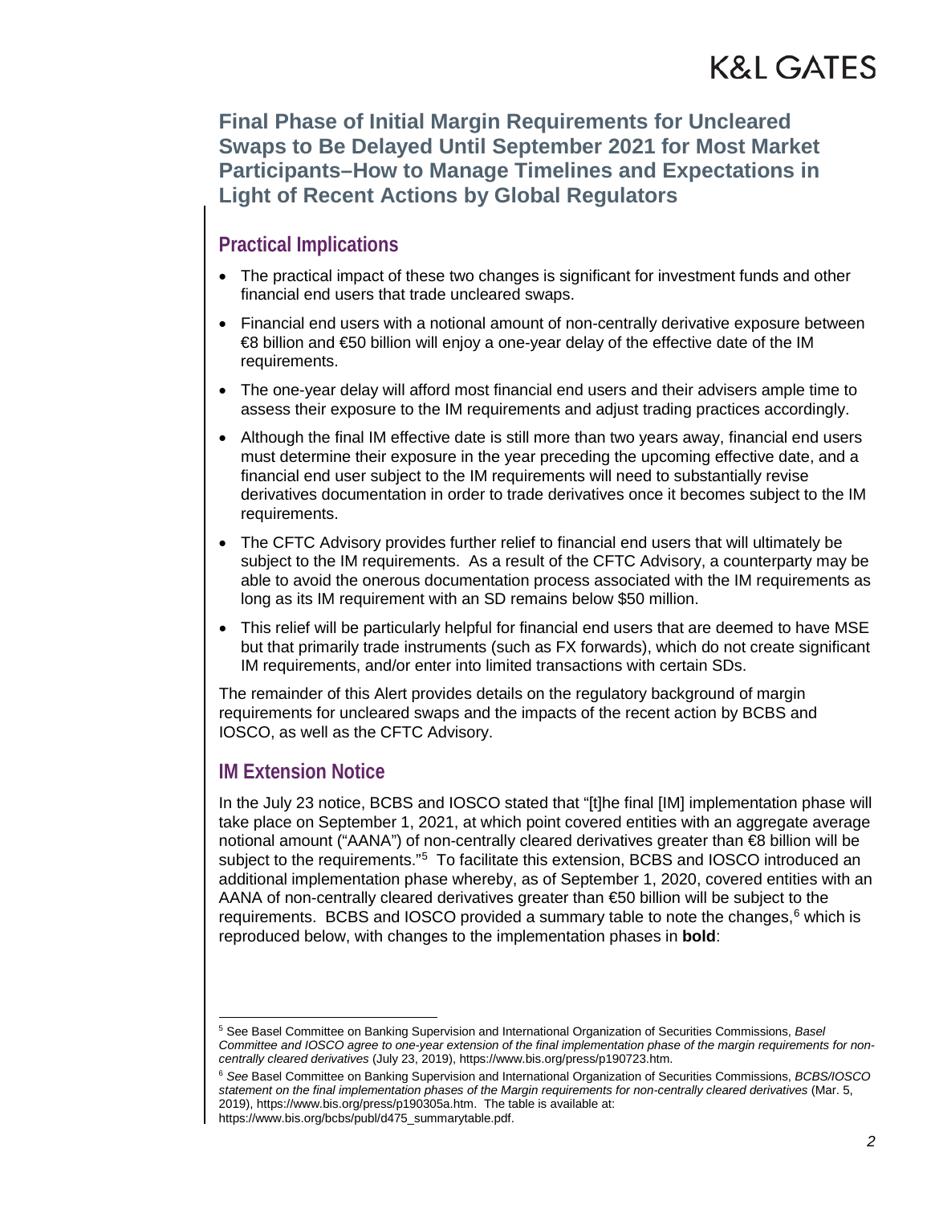**Final Phase of Initial Margin Requirements for Uncleared Swaps to Be Delayed Until September 2021 for Most Market Participants–How to Manage Timelines and Expectations in Light of Recent Actions by Global Regulators**

## Practical Implications

- The practical impact of these two changes is significant for investment funds and other financial end users that trade uncleared swaps.
- Financial end users with a notional amount of non-centrally derivative exposure between €8 billion and €50 billion will enjoy a one-year delay of the effective date of the IM requirements.
- The one-year delay will afford most financial end users and their advisers ample time to assess their exposure to the IM requirements and adjust trading practices accordingly.
- Although the final IM effective date is still more than two years away, financial end users must determine their exposure in the year preceding the upcoming effective date, and a financial end user subject to the IM requirements will need to substantially revise derivatives documentation in order to trade derivatives once it becomes subject to the IM requirements.
- The CFTC Advisory provides further relief to financial end users that will ultimately be subject to the IM requirements. As a result of the CFTC Advisory, a counterparty may be able to avoid the onerous documentation process associated with the IM requirements as long as its IM requirement with an SD remains below $50 million.
- This relief will be particularly helpful for financial end users that are deemed to have MSE but that primarily trade instruments (such as FX forwards), which do not create significant IM requirements, and/or enter into limited transactions with certain SDs.

The remainder of this Alert provides details on the regulatory background of margin requirements for uncleared swaps and the impacts of the recent action by BCBS and IOSCO, as well as the CFTC Advisory.

## IM Extension Notice

In the July 23 notice, BCBS and IOSCO stated that "[t]he final [IM] implementation phase will take place on September 1, 2021, at which point covered entities with an aggregate average notional amount ("AANA") of non-centrally cleared derivatives greater than €8 billion will be subject to the requirements."[5] To facilitate this extension, BCBS and IOSCO introduced an additional implementation phase whereby, as of September 1, 2020, covered entities with an AANA of non-centrally cleared derivatives greater than €50 billion will be subject to the requirements. BCBS and IOSCO provided a summary table to note the changes,[6] which is reproduced below, with changes to the implementation phases in **bold**:

---

[5] See Basel Committee on Banking Supervision and International Organization of Securities Commissions, *Basel Committee and IOSCO agree to one-year extension of the final implementation phase of the margin requirements for non-centrally cleared derivatives* (July 23, 2019), https://www.bis.org/press/p190723.htm.

[6] *See* Basel Committee on Banking Supervision and International Organization of Securities Commissions, *BCBS/IOSCO statement on the final implementation phases of the Margin requirements for non-centrally cleared derivatives* (Mar. 5, 2019), https://www.bis.org/press/p190305a.htm. The table is available at: https://www.bis.org/bcbs/publ/d475_summarytable.pdf.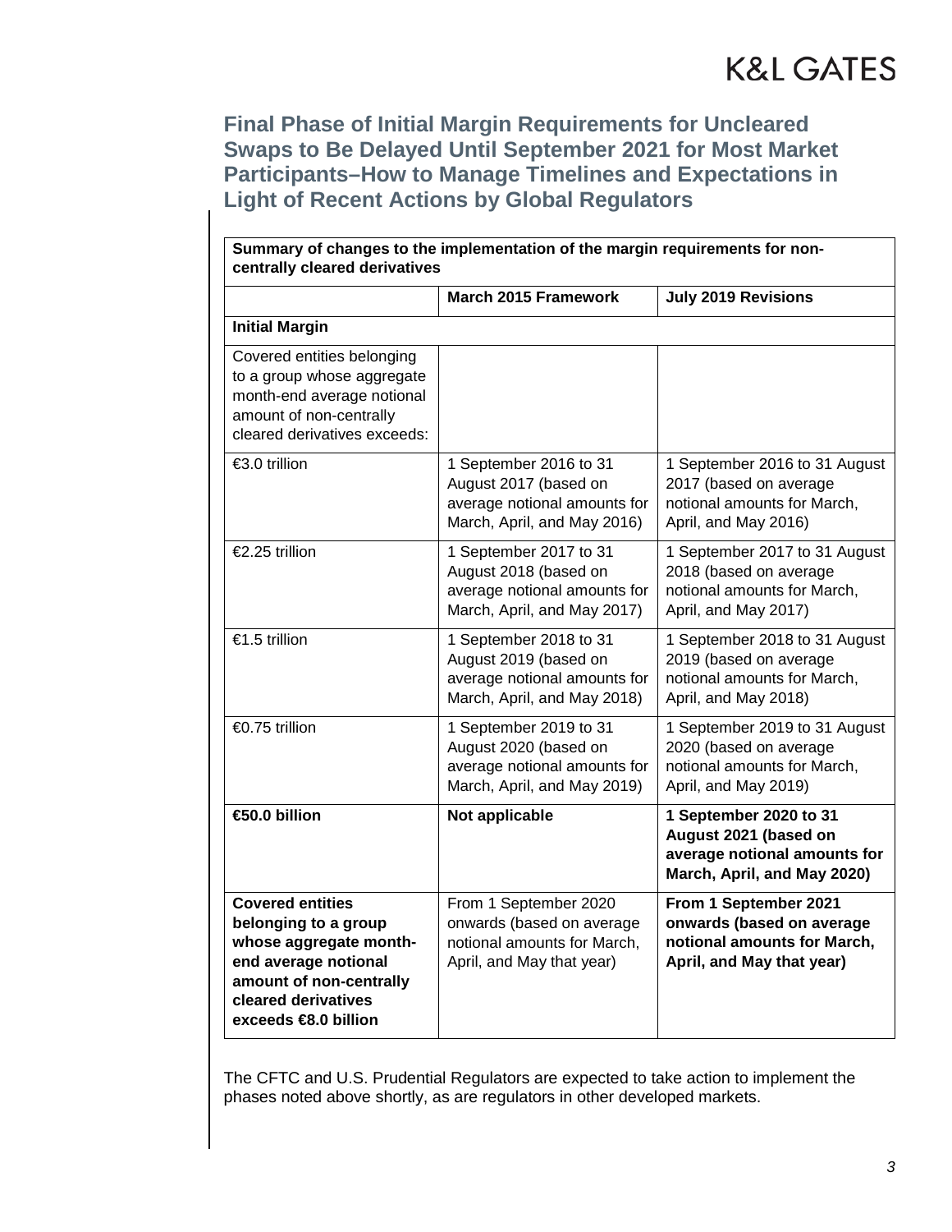## Final Phase of Initial Margin Requirements for Uncleared Swaps to Be Delayed Until September 2021 for Most Market Participants–How to Manage Timelines and Expectations in Light of Recent Actions by Global Regulators

| **Summary of changes to the implementation of the margin requirements for non-centrally cleared derivatives** | | |
|---|---|---|
| | **March 2015 Framework** | **July 2019 Revisions** |
| **Initial Margin** | | |
| Covered entities belonging to a group whose aggregate month-end average notional amount of non-centrally cleared derivatives exceeds: | | |
| €3.0 trillion | 1 September 2016 to 31 August 2017 (based on average notional amounts for March, April, and May 2016) | 1 September 2016 to 31 August 2017 (based on average notional amounts for March, April, and May 2016) |
| €2.25 trillion | 1 September 2017 to 31 August 2018 (based on average notional amounts for March, April, and May 2017) | 1 September 2017 to 31 August 2018 (based on average notional amounts for March, April, and May 2017) |
| €1.5 trillion | 1 September 2018 to 31 August 2019 (based on average notional amounts for March, April, and May 2018) | 1 September 2018 to 31 August 2019 (based on average notional amounts for March, April, and May 2018) |
| €0.75 trillion | 1 September 2019 to 31 August 2020 (based on average notional amounts for March, April, and May 2019) | 1 September 2019 to 31 August 2020 (based on average notional amounts for March, April, and May 2019) |
| **€50.0 billion** | **Not applicable** | **1 September 2020 to 31 August 2021 (based on average notional amounts for March, April, and May 2020)** |
| **Covered entities belonging to a group whose aggregate month-end average notional amount of non-centrally cleared derivatives exceeds €8.0 billion** | From 1 September 2020 onwards (based on average notional amounts for March, April, and May that year) | **From 1 September 2021 onwards (based on average notional amounts for March, April, and May that year)** |

The CFTC and U.S. Prudential Regulators are expected to take action to implement the phases noted above shortly, as are regulators in other developed markets.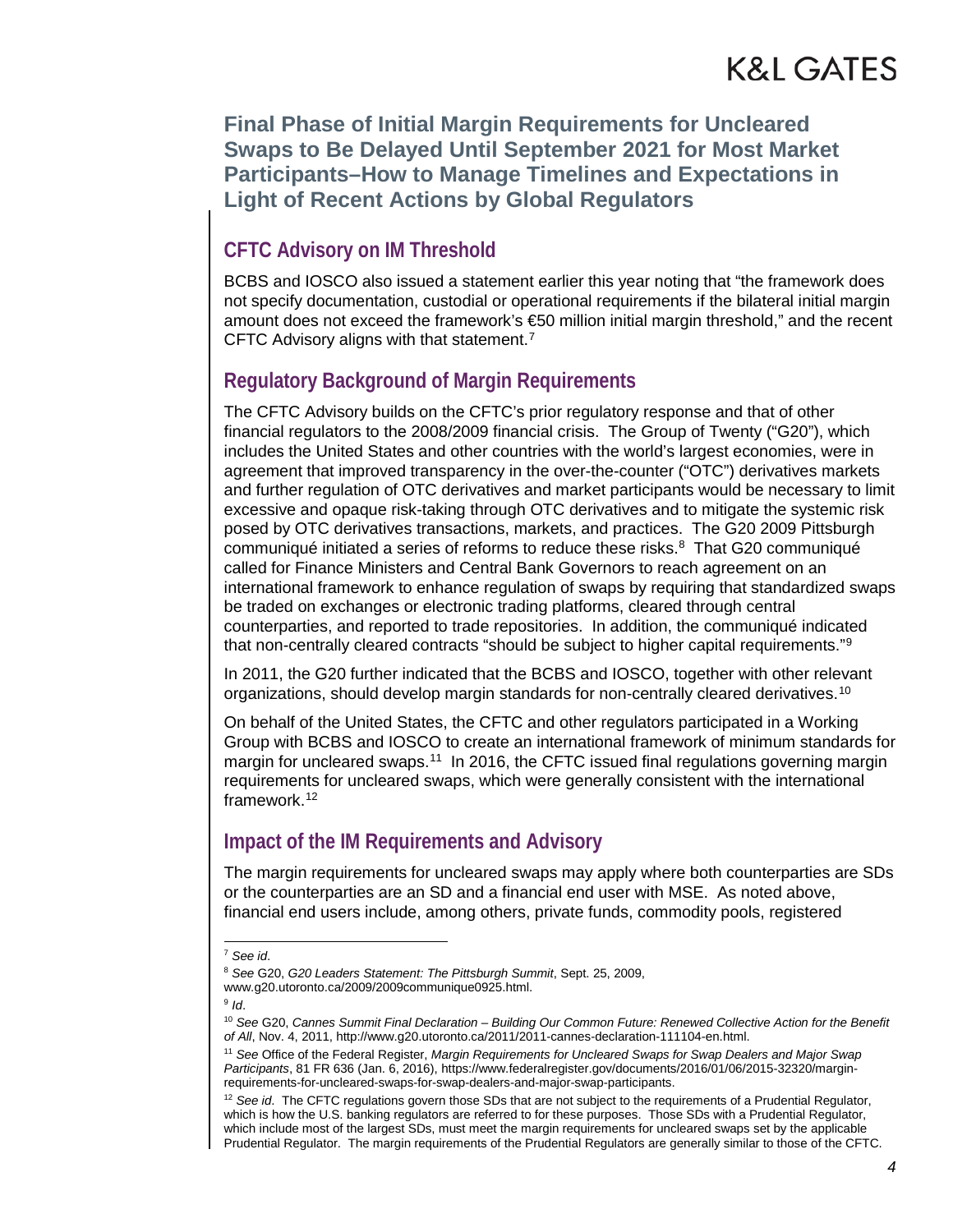## CFTC Advisory on IM Threshold

BCBS and IOSCO also issued a statement earlier this year noting that "the framework does not specify documentation, custodial or operational requirements if the bilateral initial margin amount does not exceed the framework's €50 million initial margin threshold," and the recent CFTC Advisory aligns with that statement.[7]

## Regulatory Background of Margin Requirements

The CFTC Advisory builds on the CFTC's prior regulatory response and that of other financial regulators to the 2008/2009 financial crisis. The Group of Twenty ("G20"), which includes the United States and other countries with the world's largest economies, were in agreement that improved transparency in the over-the-counter ("OTC") derivatives markets and further regulation of OTC derivatives and market participants would be necessary to limit excessive and opaque risk-taking through OTC derivatives and to mitigate the systemic risk posed by OTC derivatives transactions, markets, and practices. The G20 2009 Pittsburgh communiqué initiated a series of reforms to reduce these risks.[8] That G20 communiqué called for Finance Ministers and Central Bank Governors to reach agreement on an international framework to enhance regulation of swaps by requiring that standardized swaps be traded on exchanges or electronic trading platforms, cleared through central counterparties, and reported to trade repositories. In addition, the communiqué indicated that non-centrally cleared contracts "should be subject to higher capital requirements."[9]

In 2011, the G20 further indicated that the BCBS and IOSCO, together with other relevant organizations, should develop margin standards for non-centrally cleared derivatives.[10]

On behalf of the United States, the CFTC and other regulators participated in a Working Group with BCBS and IOSCO to create an international framework of minimum standards for margin for uncleared swaps.[11] In 2016, the CFTC issued final regulations governing margin requirements for uncleared swaps, which were generally consistent with the international framework.[12]

## Impact of the IM Requirements and Advisory

The margin requirements for uncleared swaps may apply where both counterparties are SDs or the counterparties are an SD and a financial end user with MSE. As noted above, financial end users include, among others, private funds, commodity pools, registered

---

[7] *See id*.

[8] *See* G20, *G20 Leaders Statement: The Pittsburgh Summit*, Sept. 25, 2009, www.g20.utoronto.ca/2009/2009communique0925.html.

[9] *Id*.

[10] *See* G20, *Cannes Summit Final Declaration – Building Our Common Future: Renewed Collective Action for the Benefit of All*, Nov. 4, 2011, http://www.g20.utoronto.ca/2011/2011-cannes-declaration-111104-en.html.

[11] *See* Office of the Federal Register, *Margin Requirements for Uncleared Swaps for Swap Dealers and Major Swap Participants*, 81 FR 636 (Jan. 6, 2016), https://www.federalregister.gov/documents/2016/01/06/2015-32320/margin-requirements-for-uncleared-swaps-for-swap-dealers-and-major-swap-participants.

[12] *See id*. The CFTC regulations govern those SDs that are not subject to the requirements of a Prudential Regulator, which is how the U.S. banking regulators are referred to for these purposes. Those SDs with a Prudential Regulator, which include most of the largest SDs, must meet the margin requirements for uncleared swaps set by the applicable Prudential Regulator. The margin requirements of the Prudential Regulators are generally similar to those of the CFTC.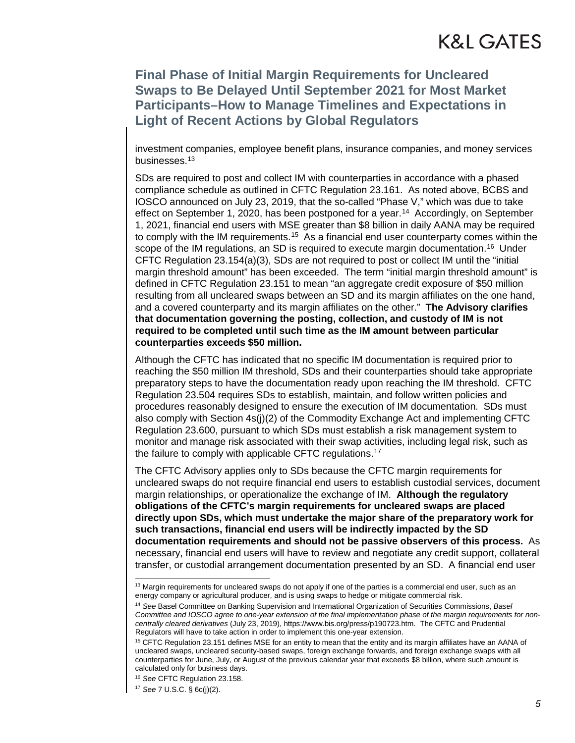investment companies, employee benefit plans, insurance companies, and money services businesses.[13]

SDs are required to post and collect IM with counterparties in accordance with a phased compliance schedule as outlined in CFTC Regulation 23.161. As noted above, BCBS and IOSCO announced on July 23, 2019, that the so-called "Phase V," which was due to take effect on September 1, 2020, has been postponed for a year.[14] Accordingly, on September 1, 2021, financial end users with MSE greater than $8 billion in daily AANA may be required to comply with the IM requirements.[15] As a financial end user counterparty comes within the scope of the IM regulations, an SD is required to execute margin documentation.[16] Under CFTC Regulation 23.154(a)(3), SDs are not required to post or collect IM until the "initial margin threshold amount" has been exceeded. The term "initial margin threshold amount" is defined in CFTC Regulation 23.151 to mean "an aggregate credit exposure of $50 million resulting from all uncleared swaps between an SD and its margin affiliates on the one hand, and a covered counterparty and its margin affiliates on the other." **The Advisory clarifies that documentation governing the posting, collection, and custody of IM is not required to be completed until such time as the IM amount between particular counterparties exceeds $50 million.**

Although the CFTC has indicated that no specific IM documentation is required prior to reaching the $50 million IM threshold, SDs and their counterparties should take appropriate preparatory steps to have the documentation ready upon reaching the IM threshold. CFTC Regulation 23.504 requires SDs to establish, maintain, and follow written policies and procedures reasonably designed to ensure the execution of IM documentation. SDs must also comply with Section 4s(j)(2) of the Commodity Exchange Act and implementing CFTC Regulation 23.600, pursuant to which SDs must establish a risk management system to monitor and manage risk associated with their swap activities, including legal risk, such as the failure to comply with applicable CFTC regulations.[17]

The CFTC Advisory applies only to SDs because the CFTC margin requirements for uncleared swaps do not require financial end users to establish custodial services, document margin relationships, or operationalize the exchange of IM. **Although the regulatory obligations of the CFTC's margin requirements for uncleared swaps are placed directly upon SDs, which must undertake the major share of the preparatory work for such transactions, financial end users will be indirectly impacted by the SD documentation requirements and should not be passive observers of this process.** As necessary, financial end users will have to review and negotiate any credit support, collateral transfer, or custodial arrangement documentation presented by an SD. A financial end user

---

[13] Margin requirements for uncleared swaps do not apply if one of the parties is a commercial end user, such as an energy company or agricultural producer, and is using swaps to hedge or mitigate commercial risk.

[14] *See* Basel Committee on Banking Supervision and International Organization of Securities Commissions, *Basel Committee and IOSCO agree to one-year extension of the final implementation phase of the margin requirements for non-centrally cleared derivatives* (July 23, 2019), https://www.bis.org/press/p190723.htm. The CFTC and Prudential Regulators will have to take action in order to implement this one-year extension.

[15] CFTC Regulation 23.151 defines MSE for an entity to mean that the entity and its margin affiliates have an AANA of uncleared swaps, uncleared security-based swaps, foreign exchange forwards, and foreign exchange swaps with all counterparties for June, July, or August of the previous calendar year that exceeds $8 billion, where such amount is calculated only for business days.

[16] *See* CFTC Regulation 23.158.

[17] *See* 7 U.S.C. § 6c(j)(2).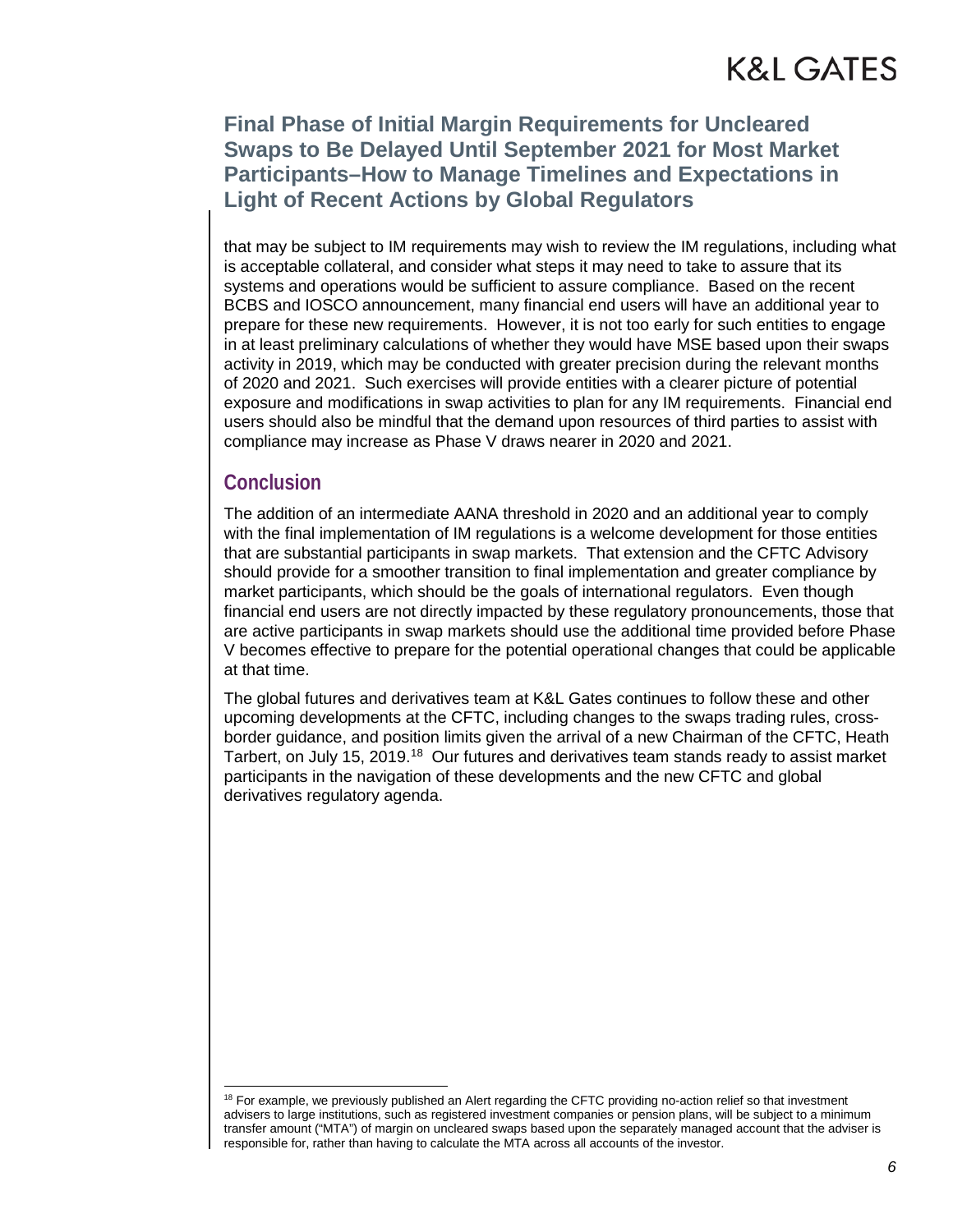that may be subject to IM requirements may wish to review the IM regulations, including what is acceptable collateral, and consider what steps it may need to take to assure that its systems and operations would be sufficient to assure compliance. Based on the recent BCBS and IOSCO announcement, many financial end users will have an additional year to prepare for these new requirements. However, it is not too early for such entities to engage in at least preliminary calculations of whether they would have MSE based upon their swaps activity in 2019, which may be conducted with greater precision during the relevant months of 2020 and 2021. Such exercises will provide entities with a clearer picture of potential exposure and modifications in swap activities to plan for any IM requirements. Financial end users should also be mindful that the demand upon resources of third parties to assist with compliance may increase as Phase V draws nearer in 2020 and 2021.

## Conclusion

The addition of an intermediate AANA threshold in 2020 and an additional year to comply with the final implementation of IM regulations is a welcome development for those entities that are substantial participants in swap markets. That extension and the CFTC Advisory should provide for a smoother transition to final implementation and greater compliance by market participants, which should be the goals of international regulators. Even though financial end users are not directly impacted by these regulatory pronouncements, those that are active participants in swap markets should use the additional time provided before Phase V becomes effective to prepare for the potential operational changes that could be applicable at that time.

The global futures and derivatives team at K&L Gates continues to follow these and other upcoming developments at the CFTC, including changes to the swaps trading rules, cross-border guidance, and position limits given the arrival of a new Chairman of the CFTC, Heath Tarbert, on July 15, 2019.[18] Our futures and derivatives team stands ready to assist market participants in the navigation of these developments and the new CFTC and global derivatives regulatory agenda.

---

[18] For example, we previously published an Alert regarding the CFTC providing no-action relief so that investment advisers to large institutions, such as registered investment companies or pension plans, will be subject to a minimum transfer amount ("MTA") of margin on uncleared swaps based upon the separately managed account that the adviser is responsible for, rather than having to calculate the MTA across all accounts of the investor.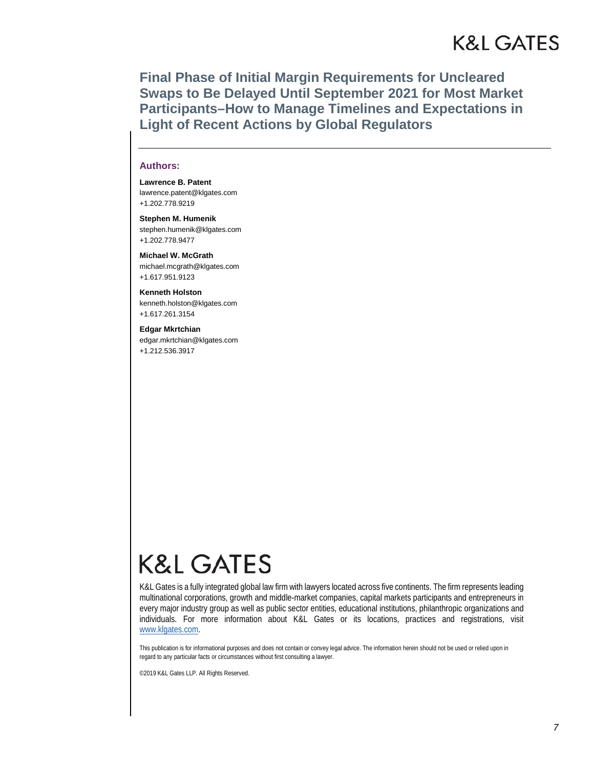# Final Phase of Initial Margin Requirements for Uncleared Swaps to Be Delayed Until September 2021 for Most Market Participants–How to Manage Timelines and Expectations in Light of Recent Actions by Global Regulators

## Authors:

**Lawrence B. Patent**
lawrence.patent@klgates.com
+1.202.778.9219

**Stephen M. Humenik**
stephen.humenik@klgates.com
+1.202.778.9477

**Michael W. McGrath**
michael.mcgrath@klgates.com
+1.617.951.9123

**Kenneth Holston**
kenneth.holston@klgates.com
+1.617.261.3154

**Edgar Mkrtchian**
edgar.mkrtchian@klgates.com
+1.212.536.3917

# K&L GATES

K&L Gates is a fully integrated global law firm with lawyers located across five continents. The firm represents leading multinational corporations, growth and middle-market companies, capital markets participants and entrepreneurs in every major industry group as well as public sector entities, educational institutions, philanthropic organizations and individuals. For more information about K&L Gates or its locations, practices and registrations, visit www.klgates.com.

This publication is for informational purposes and does not contain or convey legal advice. The information herein should not be used or relied upon in regard to any particular facts or circumstances without first consulting a lawyer.

©2019 K&L Gates LLP. All Rights Reserved.